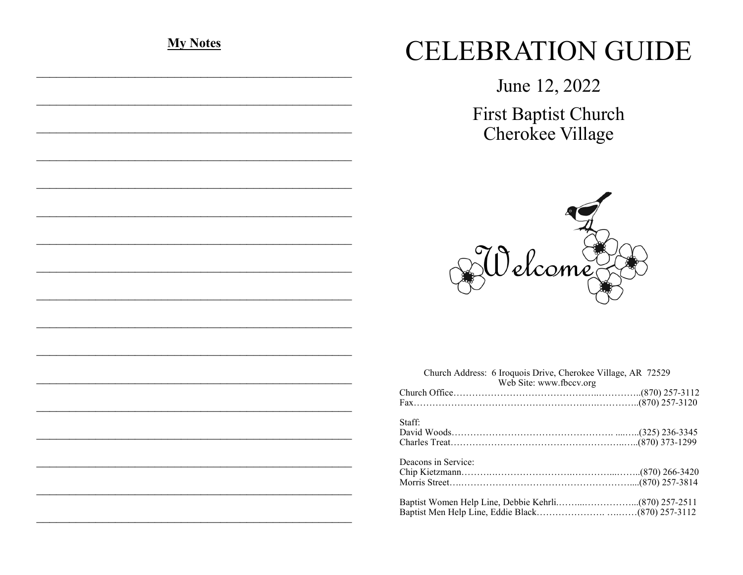**My Notes**

\_\_\_\_\_\_\_\_\_\_\_\_\_\_\_\_\_\_\_\_\_\_\_\_\_\_\_\_\_\_\_\_\_\_\_\_\_\_\_\_\_\_\_\_\_\_\_\_\_\_\_\_\_\_

\_\_\_\_\_\_\_\_\_\_\_\_\_\_\_\_\_\_\_\_\_\_\_\_\_\_\_\_\_\_\_\_\_\_\_\_\_\_\_\_\_\_\_\_\_\_\_\_\_\_\_\_\_\_

\_\_\_\_\_\_\_\_\_\_\_\_\_\_\_\_\_\_\_\_\_\_\_\_\_\_\_\_\_\_\_\_\_\_\_\_\_\_\_\_\_\_\_\_\_\_\_\_\_\_\_\_\_\_

\_\_\_\_\_\_\_\_\_\_\_\_\_\_\_\_\_\_\_\_\_\_\_\_\_\_\_\_\_\_\_\_\_\_\_\_\_\_\_\_\_\_\_\_\_\_\_\_\_\_\_\_\_\_

\_\_\_\_\_\_\_\_\_\_\_\_\_\_\_\_\_\_\_\_\_\_\_\_\_\_\_\_\_\_\_\_\_\_\_\_\_\_\_\_\_\_\_\_\_\_\_\_\_\_\_\_\_\_

\_\_\_\_\_\_\_\_\_\_\_\_\_\_\_\_\_\_\_\_\_\_\_\_\_\_\_\_\_\_\_\_\_\_\_\_\_\_\_\_\_\_\_\_\_\_\_\_\_\_\_\_\_\_

\_\_\_\_\_\_\_\_\_\_\_\_\_\_\_\_\_\_\_\_\_\_\_\_\_\_\_\_\_\_\_\_\_\_\_\_\_\_\_\_\_\_\_\_\_\_\_\_\_\_\_\_\_\_

\_\_\_\_\_\_\_\_\_\_\_\_\_\_\_\_\_\_\_\_\_\_\_\_\_\_\_\_\_\_\_\_\_\_\_\_\_\_\_\_\_\_\_\_\_\_\_\_\_\_\_\_\_\_

\_\_\_\_\_\_\_\_\_\_\_\_\_\_\_\_\_\_\_\_\_\_\_\_\_\_\_\_\_\_\_\_\_\_\_\_\_\_\_\_\_\_\_\_\_\_\_\_\_\_\_\_\_\_

\_\_\_\_\_\_\_\_\_\_\_\_\_\_\_\_\_\_\_\_\_\_\_\_\_\_\_\_\_\_\_\_\_\_\_\_\_\_\_\_\_\_\_\_\_\_\_\_\_\_\_\_\_\_

\_\_\_\_\_\_\_\_\_\_\_\_\_\_\_\_\_\_\_\_\_\_\_\_\_\_\_\_\_\_\_\_\_\_\_\_\_\_\_\_\_\_\_\_\_\_\_\_\_\_\_\_\_\_

\_\_\_\_\_\_\_\_\_\_\_\_\_\_\_\_\_\_\_\_\_\_\_\_\_\_\_\_\_\_\_\_\_\_\_\_\_\_\_\_\_\_\_\_\_\_\_\_\_\_\_\_\_\_

\_\_\_\_\_\_\_\_\_\_\_\_\_\_\_\_\_\_\_\_\_\_\_\_\_\_\_\_\_\_\_\_\_\_\_\_\_\_\_\_\_\_\_\_\_\_\_\_\_\_\_\_\_\_

\_\_\_\_\_\_\_\_\_\_\_\_\_\_\_\_\_\_\_\_\_\_\_\_\_\_\_\_\_\_\_\_\_\_\_\_\_\_\_\_\_\_\_\_\_\_\_\_\_\_\_\_\_\_

\_\_\_\_\_\_\_\_\_\_\_\_\_\_\_\_\_\_\_\_\_\_\_\_\_\_\_\_\_\_\_\_\_\_\_\_\_\_\_\_\_\_\_\_\_\_\_\_\_\_\_\_\_\_

\_\_\_\_\_\_\_\_\_\_\_\_\_\_\_\_\_\_\_\_\_\_\_\_\_\_\_\_\_\_\_\_\_\_\_\_\_\_\_\_\_\_\_\_\_\_\_\_\_\_\_\_\_\_

\_\_\_\_\_\_\_\_\_\_\_\_\_\_\_\_\_\_\_\_\_\_\_\_\_\_\_\_\_\_\_\_\_\_\_\_\_\_\_\_\_\_\_\_\_\_\_\_\_\_\_\_\_\_

# CELEBRATION GUIDE

## June 12, 2022

## First Baptist Church
## Cherokee Village

Welcome

Church Address: 6 Iroquois Drive, Cherokee Village, AR 72529
Web Site: www.fbccv.org

Church Office………………………………………..…………..(870) 257-3112
Fax………………………….…………………….….…………..(870) 257-3120

Staff:
David Woods……………………………….…………. ....…..(325) 236-3345
Charles Treat……………………………………………..…..(870) 373-1299

Deacons in Service:
Chip Kietzmann……….…………………….………....……..(870) 266-3420
Morris Street….…………………………………………….....(870) 257-3814

Baptist Women Help Line, Debbie Kehrli.……....……………...(870) 257-2511
Baptist Men Help Line, Eddie Black…………………. …..….(870) 257-3112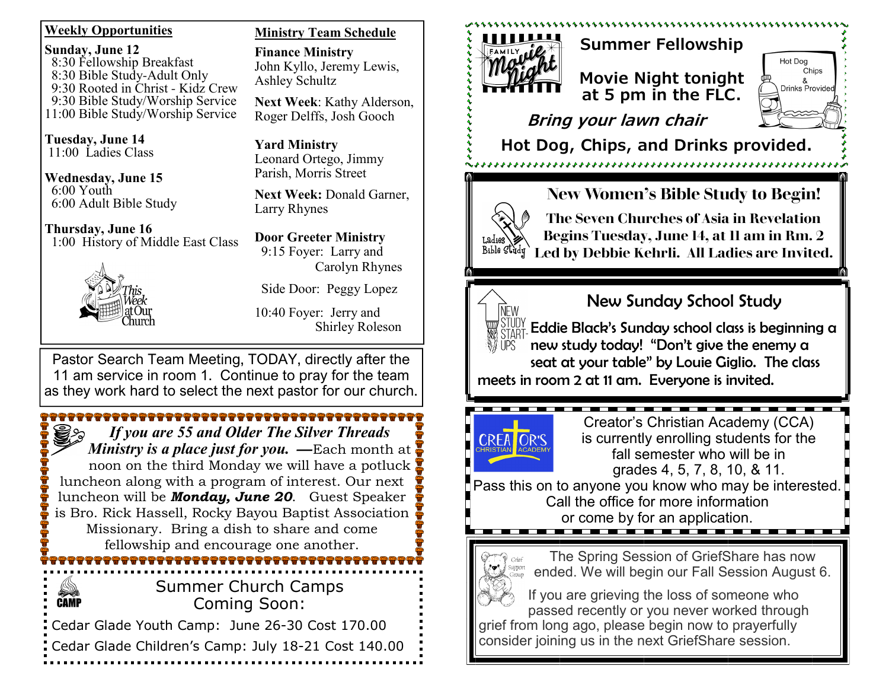## Weekly Opportunities

**Sunday, June 12**
8:30 Fellowship Breakfast
8:30 Bible Study-Adult Only
9:30 Rooted in Christ - Kidz Crew
9:30 Bible Study/Worship Service
11:00 Bible Study/Worship Service

**Tuesday, June 14**
11:00 Ladies Class

**Wednesday, June 15**
6:00 Youth
6:00 Adult Bible Study

**Thursday, June 16**
1:00 History of Middle East Class

This Week at Our Church

## Ministry Team Schedule

**Finance Ministry**
John Kyllo, Jeremy Lewis, Ashley Schultz

**Next Week**: Kathy Alderson, Roger Delffs, Josh Gooch

**Yard Ministry**
Leonard Ortego, Jimmy Parish, Morris Street

**Next Week:** Donald Garner, Larry Rhynes

**Door Greeter Ministry**
9:15 Foyer: Larry and Carolyn Rhynes

Side Door: Peggy Lopez

10:40 Foyer: Jerry and Shirley Roleson

Pastor Search Team Meeting, TODAY, directly after the 11 am service in room 1. Continue to pray for the team as they work hard to select the next pastor for our church.

***If you are 55 and Older The Silver Threads Ministry is a place just for you.*** **—**Each month at noon on the third Monday we will have a potluck luncheon along with a program of interest. Our next luncheon will be ***Monday, June 20***. Guest Speaker is Bro. Rick Hassell, Rocky Bayou Baptist Association Missionary. Bring a dish to share and come fellowship and encourage one another.

CAMP

## Summer Church Camps Coming Soon:

Cedar Glade Youth Camp: June 26-30 Cost 170.00

Cedar Glade Children's Camp: July 18-21 Cost 140.00

## Summer Fellowship

Family Movie Night

**Movie Night tonight at 5 pm in the FLC.**

***Bring your lawn chair***

Hot Dog Chips & Drinks Provided

**Hot Dog, Chips, and Drinks provided.**

## New Women's Bible Study to Begin!

Ladies Bible Study

**The Seven Churches of Asia in Revelation**
**Begins Tuesday, June 14, at 11 am in Rm. 2**
**Led by Debbie Kehrli. All Ladies are Invited.**

## New Sunday School Study

NEW STUDY START-UPS

**Eddie Black's Sunday school class is beginning a new study today! "Don't give the enemy a seat at your table" by Louie Giglio. The class meets in room 2 at 11 am. Everyone is invited.**

CREATOR'S CHRISTIAN ACADEMY

Creator's Christian Academy (CCA) is currently enrolling students for the fall semester who will be in grades 4, 5, 7, 8, 10, & 11.
Pass this on to anyone you know who may be interested. Call the office for more information or come by for an application.

Grief Support Group

The Spring Session of GriefShare has now ended. We will begin our Fall Session August 6.

If you are grieving the loss of someone who passed recently or you never worked through grief from long ago, please begin now to prayerfully consider joining us in the next GriefShare session.